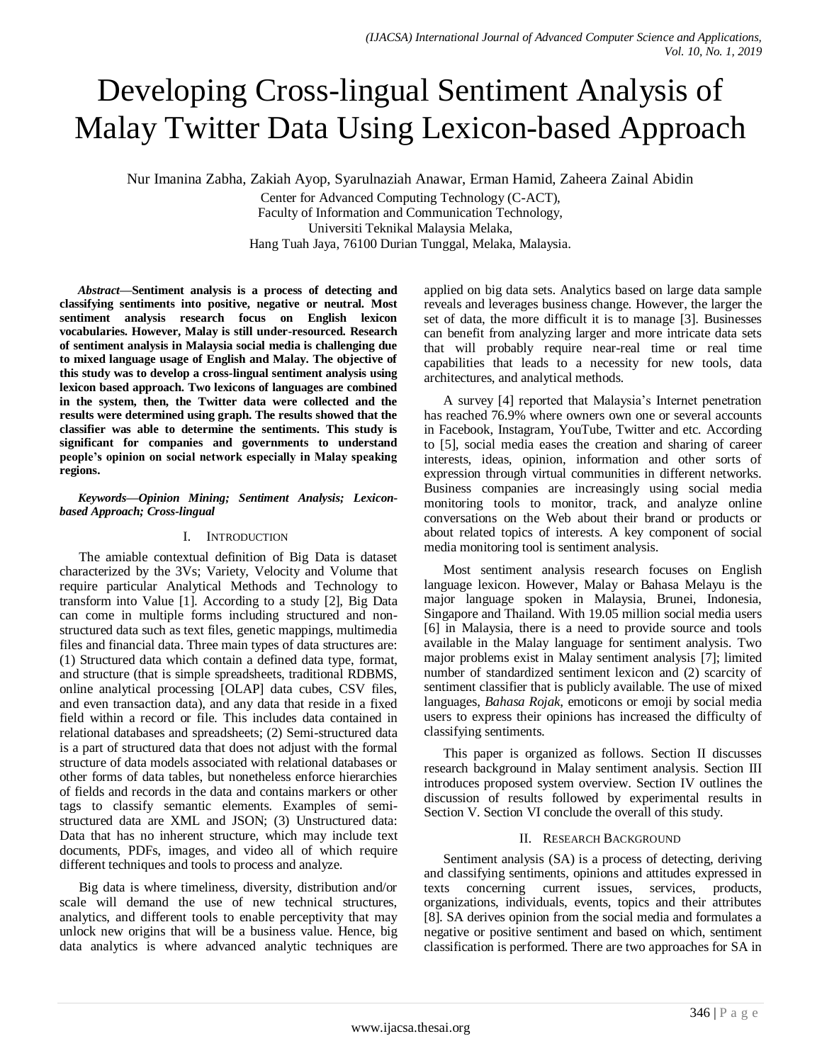# Developing Cross-lingual Sentiment Analysis of Malay Twitter Data Using Lexicon-based Approach

Nur Imanina Zabha, Zakiah Ayop, Syarulnaziah Anawar, Erman Hamid, Zaheera Zainal Abidin

Center for Advanced Computing Technology (C-ACT),
Faculty of Information and Communication Technology,
Universiti Teknikal Malaysia Melaka,
Hang Tuah Jaya, 76100 Durian Tunggal, Melaka, Malaysia.

***Abstract*—Sentiment analysis is a process of detecting and classifying sentiments into positive, negative or neutral. Most sentiment analysis research focus on English lexicon vocabularies. However, Malay is still under-resourced. Research of sentiment analysis in Malaysia social media is challenging due to mixed language usage of English and Malay. The objective of this study was to develop a cross-lingual sentiment analysis using lexicon based approach. Two lexicons of languages are combined in the system, then, the Twitter data were collected and the results were determined using graph. The results showed that the classifier was able to determine the sentiments. This study is significant for companies and governments to understand people's opinion on social network especially in Malay speaking regions.**

***Keywords*—*Opinion Mining; Sentiment Analysis; Lexicon-based Approach; Cross-lingual***

## I. Introduction

The amiable contextual definition of Big Data is dataset characterized by the 3Vs; Variety, Velocity and Volume that require particular Analytical Methods and Technology to transform into Value [1]. According to a study [2], Big Data can come in multiple forms including structured and non-structured data such as text files, genetic mappings, multimedia files and financial data. Three main types of data structures are: (1) Structured data which contain a defined data type, format, and structure (that is simple spreadsheets, traditional RDBMS, online analytical processing [OLAP] data cubes, CSV files, and even transaction data), and any data that reside in a fixed field within a record or file. This includes data contained in relational databases and spreadsheets; (2) Semi-structured data is a part of structured data that does not adjust with the formal structure of data models associated with relational databases or other forms of data tables, but nonetheless enforce hierarchies of fields and records in the data and contains markers or other tags to classify semantic elements. Examples of semi-structured data are XML and JSON; (3) Unstructured data: Data that has no inherent structure, which may include text documents, PDFs, images, and video all of which require different techniques and tools to process and analyze.

Big data is where timeliness, diversity, distribution and/or scale will demand the use of new technical structures, analytics, and different tools to enable perceptivity that may unlock new origins that will be a business value. Hence, big data analytics is where advanced analytic techniques are applied on big data sets. Analytics based on large data sample reveals and leverages business change. However, the larger the set of data, the more difficult it is to manage [3]. Businesses can benefit from analyzing larger and more intricate data sets that will probably require near-real time or real time capabilities that leads to a necessity for new tools, data architectures, and analytical methods.

A survey [4] reported that Malaysia's Internet penetration has reached 76.9% where owners own one or several accounts in Facebook, Instagram, YouTube, Twitter and etc. According to [5], social media eases the creation and sharing of career interests, ideas, opinion, information and other sorts of expression through virtual communities in different networks. Business companies are increasingly using social media monitoring tools to monitor, track, and analyze online conversations on the Web about their brand or products or about related topics of interests. A key component of social media monitoring tool is sentiment analysis.

Most sentiment analysis research focuses on English language lexicon. However, Malay or Bahasa Melayu is the major language spoken in Malaysia, Brunei, Indonesia, Singapore and Thailand. With 19.05 million social media users [6] in Malaysia, there is a need to provide source and tools available in the Malay language for sentiment analysis. Two major problems exist in Malay sentiment analysis [7]; limited number of standardized sentiment lexicon and (2) scarcity of sentiment classifier that is publicly available. The use of mixed languages, *Bahasa Rojak*, emoticons or emoji by social media users to express their opinions has increased the difficulty of classifying sentiments.

This paper is organized as follows. Section II discusses research background in Malay sentiment analysis. Section III introduces proposed system overview. Section IV outlines the discussion of results followed by experimental results in Section V. Section VI conclude the overall of this study.

## II. Research Background

Sentiment analysis (SA) is a process of detecting, deriving and classifying sentiments, opinions and attitudes expressed in texts concerning current issues, services, products, organizations, individuals, events, topics and their attributes [8]. SA derives opinion from the social media and formulates a negative or positive sentiment and based on which, sentiment classification is performed. There are two approaches for SA in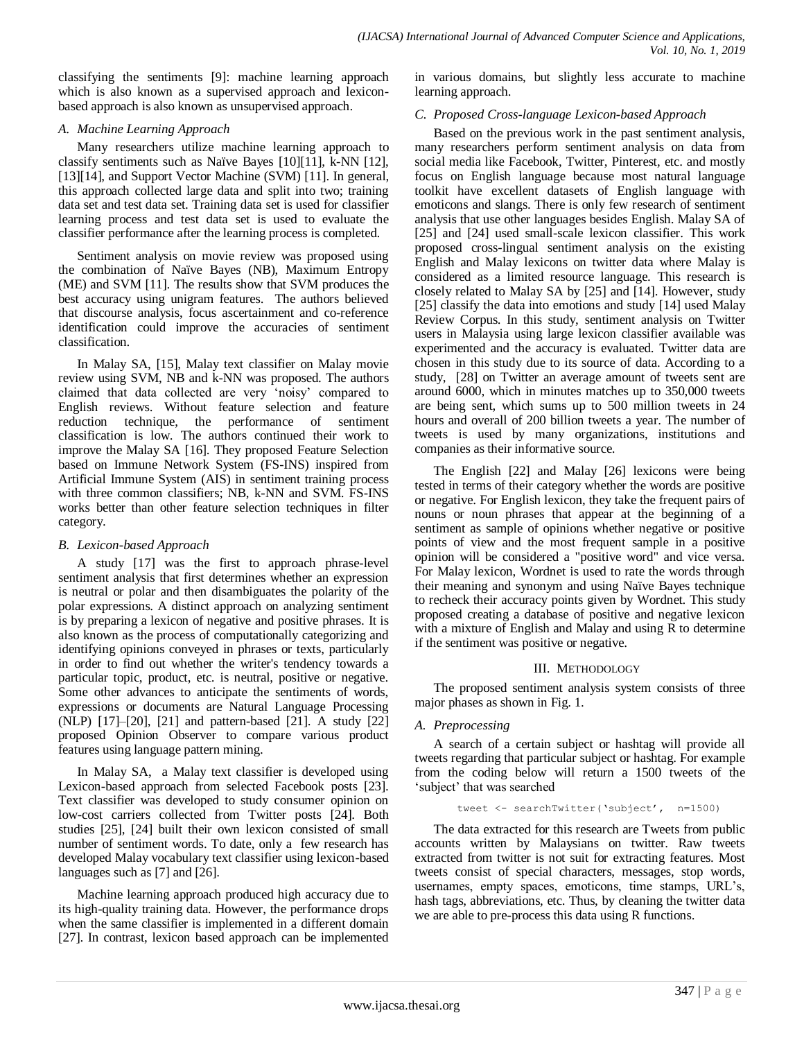classifying the sentiments [9]: machine learning approach which is also known as a supervised approach and lexicon-based approach is also known as unsupervised approach.

### A. Machine Learning Approach

Many researchers utilize machine learning approach to classify sentiments such as Naïve Bayes [10][11], k-NN [12], [13][14], and Support Vector Machine (SVM) [11]. In general, this approach collected large data and split into two; training data set and test data set. Training data set is used for classifier learning process and test data set is used to evaluate the classifier performance after the learning process is completed.

Sentiment analysis on movie review was proposed using the combination of Naïve Bayes (NB), Maximum Entropy (ME) and SVM [11]. The results show that SVM produces the best accuracy using unigram features. The authors believed that discourse analysis, focus ascertainment and co-reference identification could improve the accuracies of sentiment classification.

In Malay SA, [15], Malay text classifier on Malay movie review using SVM, NB and k-NN was proposed. The authors claimed that data collected are very 'noisy' compared to English reviews. Without feature selection and feature reduction technique, the performance of sentiment classification is low. The authors continued their work to improve the Malay SA [16]. They proposed Feature Selection based on Immune Network System (FS-INS) inspired from Artificial Immune System (AIS) in sentiment training process with three common classifiers; NB, k-NN and SVM. FS-INS works better than other feature selection techniques in filter category.

### B. Lexicon-based Approach

A study [17] was the first to approach phrase-level sentiment analysis that first determines whether an expression is neutral or polar and then disambiguates the polarity of the polar expressions. A distinct approach on analyzing sentiment is by preparing a lexicon of negative and positive phrases. It is also known as the process of computationally categorizing and identifying opinions conveyed in phrases or texts, particularly in order to find out whether the writer's tendency towards a particular topic, product, etc. is neutral, positive or negative. Some other advances to anticipate the sentiments of words, expressions or documents are Natural Language Processing (NLP) [17]–[20], [21] and pattern-based [21]. A study [22] proposed Opinion Observer to compare various product features using language pattern mining.

In Malay SA, a Malay text classifier is developed using Lexicon-based approach from selected Facebook posts [23]. Text classifier was developed to study consumer opinion on low-cost carriers collected from Twitter posts [24]. Both studies [25], [24] built their own lexicon consisted of small number of sentiment words. To date, only a few research has developed Malay vocabulary text classifier using lexicon-based languages such as [7] and [26].

Machine learning approach produced high accuracy due to its high-quality training data. However, the performance drops when the same classifier is implemented in a different domain [27]. In contrast, lexicon based approach can be implemented in various domains, but slightly less accurate to machine learning approach.

### C. Proposed Cross-language Lexicon-based Approach

Based on the previous work in the past sentiment analysis, many researchers perform sentiment analysis on data from social media like Facebook, Twitter, Pinterest, etc. and mostly focus on English language because most natural language toolkit have excellent datasets of English language with emoticons and slangs. There is only few research of sentiment analysis that use other languages besides English. Malay SA of [25] and [24] used small-scale lexicon classifier. This work proposed cross-lingual sentiment analysis on the existing English and Malay lexicons on twitter data where Malay is considered as a limited resource language. This research is closely related to Malay SA by [25] and [14]. However, study [25] classify the data into emotions and study [14] used Malay Review Corpus. In this study, sentiment analysis on Twitter users in Malaysia using large lexicon classifier available was experimented and the accuracy is evaluated. Twitter data are chosen in this study due to its source of data. According to a study, [28] on Twitter an average amount of tweets sent are around 6000, which in minutes matches up to 350,000 tweets are being sent, which sums up to 500 million tweets in 24 hours and overall of 200 billion tweets a year. The number of tweets is used by many organizations, institutions and companies as their informative source.

The English [22] and Malay [26] lexicons were being tested in terms of their category whether the words are positive or negative. For English lexicon, they take the frequent pairs of nouns or noun phrases that appear at the beginning of a sentiment as sample of opinions whether negative or positive points of view and the most frequent sample in a positive opinion will be considered a "positive word" and vice versa. For Malay lexicon, Wordnet is used to rate the words through their meaning and synonym and using Naïve Bayes technique to recheck their accuracy points given by Wordnet. This study proposed creating a database of positive and negative lexicon with a mixture of English and Malay and using R to determine if the sentiment was positive or negative.

## III. Methodology

The proposed sentiment analysis system consists of three major phases as shown in Fig. 1.

### A. Preprocessing

A search of a certain subject or hashtag will provide all tweets regarding that particular subject or hashtag. For example from the coding below will return a 1500 tweets of the 'subject' that was searched

```
tweet <- searchTwitter('subject', n=1500)
```

The data extracted for this research are Tweets from public accounts written by Malaysians on twitter. Raw tweets extracted from twitter is not suit for extracting features. Most tweets consist of special characters, messages, stop words, usernames, empty spaces, emoticons, time stamps, URL's, hash tags, abbreviations, etc. Thus, by cleaning the twitter data we are able to pre-process this data using R functions.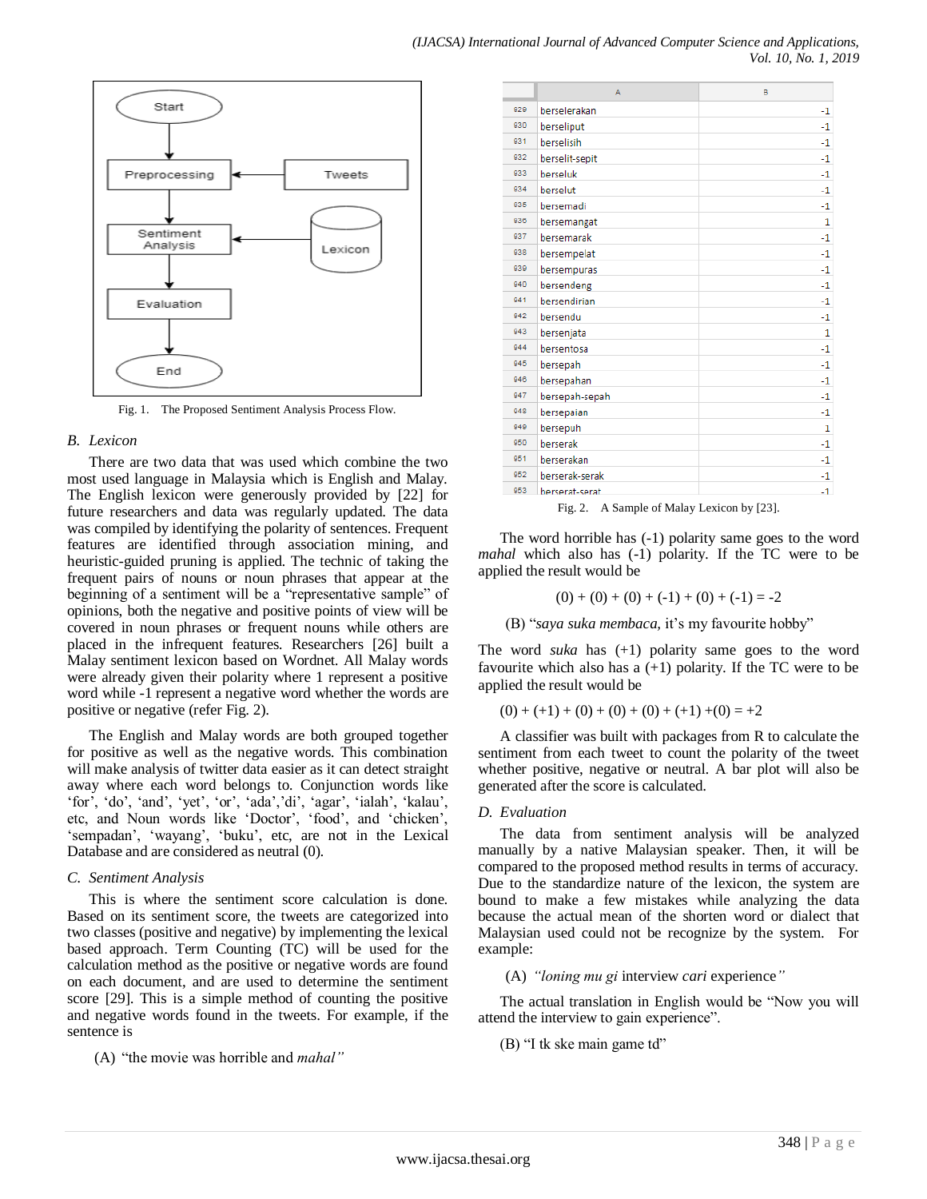Fig. 1. The Proposed Sentiment Analysis Process Flow.

### B. Lexicon

There are two data that was used which combine the two most used language in Malaysia which is English and Malay. The English lexicon were generously provided by [22] for future researchers and data was regularly updated. The data was compiled by identifying the polarity of sentences. Frequent features are identified through association mining, and heuristic-guided pruning is applied. The technic of taking the frequent pairs of nouns or noun phrases that appear at the beginning of a sentiment will be a "representative sample" of opinions, both the negative and positive points of view will be covered in noun phrases or frequent nouns while others are placed in the infrequent features. Researchers [26] built a Malay sentiment lexicon based on Wordnet. All Malay words were already given their polarity where 1 represent a positive word while -1 represent a negative word whether the words are positive or negative (refer Fig. 2).

The English and Malay words are both grouped together for positive as well as the negative words. This combination will make analysis of twitter data easier as it can detect straight away where each word belongs to. Conjunction words like 'for', 'do', 'and', 'yet', 'or', 'ada','di', 'agar', 'ialah', 'kalau', etc, and Noun words like 'Doctor', 'food', and 'chicken', 'sempadan', 'wayang', 'buku', etc, are not in the Lexical Database and are considered as neutral (0).

### C. Sentiment Analysis

This is where the sentiment score calculation is done. Based on its sentiment score, the tweets are categorized into two classes (positive and negative) by implementing the lexical based approach. Term Counting (TC) will be used for the calculation method as the positive or negative words are found on each document, and are used to determine the sentiment score [29]. This is a simple method of counting the positive and negative words found in the tweets. For example, if the sentence is

(A) "the movie was horrible and *mahal*"

| | A | B |
|---|---|---|
| 929 | berselerakan | -1 |
| 930 | berseliput | -1 |
| 931 | berselisih | -1 |
| 932 | berselit-sepit | -1 |
| 933 | berseluk | -1 |
| 934 | berselut | -1 |
| 935 | bersemadi | -1 |
| 936 | bersemangat | 1 |
| 937 | bersemarak | -1 |
| 938 | bersempelat | -1 |
| 939 | bersempuras | -1 |
| 940 | bersendeng | -1 |
| 941 | bersendirian | -1 |
| 942 | bersendu | -1 |
| 943 | bersenjata | 1 |
| 944 | bersentosa | -1 |
| 945 | bersepah | -1 |
| 946 | bersepahan | -1 |
| 947 | bersepah-sepah | -1 |
| 948 | bersepaian | -1 |
| 949 | bersepuh | 1 |
| 950 | berserak | -1 |
| 951 | berserakan | -1 |
| 952 | berserak-serak | -1 |
| 953 | berserat-serat | -1 |

Fig. 2. A Sample of Malay Lexicon by [23].

The word horrible has (-1) polarity same goes to the word *mahal* which also has (-1) polarity. If the TC were to be applied the result would be

$$(0) + (0) + (0) + (-1) + (0) + (-1) = -2$$

(B) "*saya suka membaca*, it's my favourite hobby"

The word *suka* has (+1) polarity same goes to the word favourite which also has a (+1) polarity. If the TC were to be applied the result would be

$$(0) + (+1) + (0) + (0) + (0) + (+1) + (0) = +2$$

A classifier was built with packages from R to calculate the sentiment from each tweet to count the polarity of the tweet whether positive, negative or neutral. A bar plot will also be generated after the score is calculated.

### D. Evaluation

The data from sentiment analysis will be analyzed manually by a native Malaysian speaker. Then, it will be compared to the proposed method results in terms of accuracy. Due to the standardize nature of the lexicon, the system are bound to make a few mistakes while analyzing the data because the actual mean of the shorten word or dialect that Malaysian used could not be recognize by the system. For example:

(A) *"loning mu gi* interview *cari* experience*"*

The actual translation in English would be "Now you will attend the interview to gain experience".

(B) "I tk ske main game td"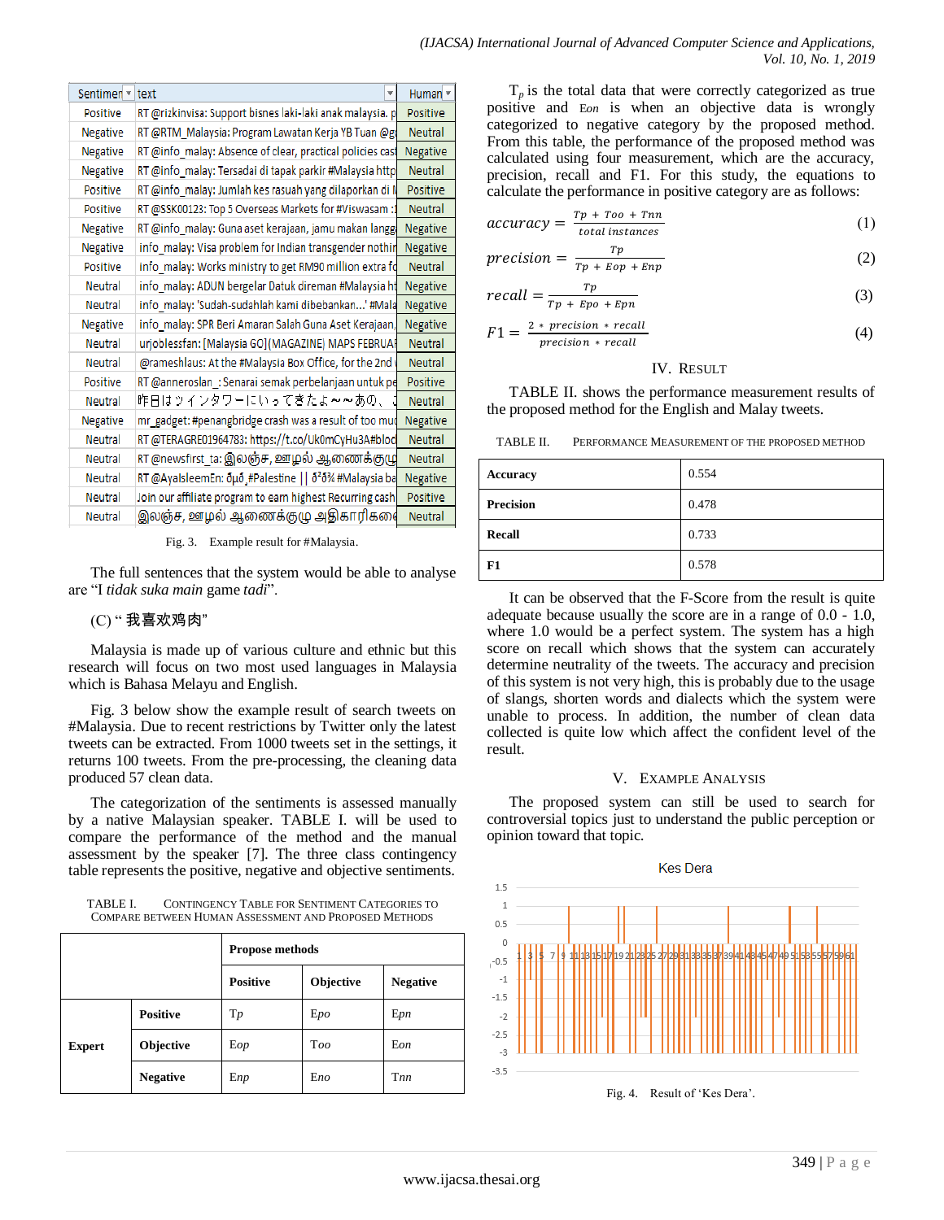| Sentiment | text | Human |
|---|---|---|
| Positive | RT @rizkinvisa: Support bisnes laki-laki anak malaysia. p | Positive |
| Negative | RT @RTM_Malaysia: Program Lawatan Kerja YB Tuan @g | Neutral |
| Negative | RT @info_malay: Absence of clear, practical policies cas | Negative |
| Negative | RT @info_malay: Tersadai di tapak parkir #Malaysia http | Neutral |
| Positive | RT @info_malay: Jumlah kes rasuah yang dilaporkan di M | Positive |
| Positive | RT @SSK00123: Top 5 Overseas Markets for #Viswasam : | Neutral |
| Negative | RT @info_malay: Guna aset kerajaan, jamu makan langg | Negative |
| Negative | info_malay: Visa problem for Indian transgender nothin | Negative |
| Positive | info_malay: Works ministry to get RM90 million extra fo | Neutral |
| Neutral | info_malay: ADUN bergelar Datuk direman #Malaysia ht | Negative |
| Neutral | info_malay: 'Sudah-sudahlah kami dibebankan...' #Mala | Negative |
| Negative | info_malay: SPR Beri Amaran Salah Guna Aset Kerajaan, | Negative |
| Neutral | urjoblessfan: [Malaysia GQ](MAGAZINE) MAPS FEBRUAI | Neutral |
| Neutral | @rameshlaus: At the #Malaysia Box Office, for the 2nd | Neutral |
| Positive | RT @anneroslan_: Senarai semak perbelanjaan untuk pe | Positive |
| Neutral | 昨日はツインタワーにいってきたよ～～あの、 | Neutral |
| Negative | mr_gadget: #penangbridge crash was a result of too mu | Negative |
| Neutral | RT @TERAGRE01964783: https://t.co/Uk0mCyHu3A#bloc | Neutral |
| Neutral | RT @newsfirst_ta: இலஞ்ச, ஊழல் ஆணைக்குழு | Neutral |
| Neutral | RT @AyalsleemEn: ðµõ¸#Palestine \|\| ð²ð¾ #Malaysia ba | Negative |
| Neutral | Join our affiliate program to earn highest Recurring cash | Positive |
| Neutral | இலஞ்ச, ஊழல் ஆணைக்குழு அதிகாரிகளை | Neutral |

Fig. 3. Example result for #Malaysia.

The full sentences that the system would be able to analyse are "I *tidak suka main* game *tadi*".

(C) " 我喜欢鸡肉"

Malaysia is made up of various culture and ethnic but this research will focus on two most used languages in Malaysia which is Bahasa Melayu and English.

Fig. 3 below show the example result of search tweets on #Malaysia. Due to recent restrictions by Twitter only the latest tweets can be extracted. From 1000 tweets set in the settings, it returns 100 tweets. From the pre-processing, the cleaning data produced 57 clean data.

The categorization of the sentiments is assessed manually by a native Malaysian speaker. TABLE I. will be used to compare the performance of the method and the manual assessment by the speaker [7]. The three class contingency table represents the positive, negative and objective sentiments.

TABLE I. CONTINGENCY TABLE FOR SENTIMENT CATEGORIES TO COMPARE BETWEEN HUMAN ASSESSMENT AND PROPOSED METHODS

| | | Propose methods | | |
|---|---|---|---|---|
| | | **Positive** | **Objective** | **Negative** |
| **Expert** | **Positive** | *Tp* | *Epo* | *Epn* |
| | **Objective** | *Eop* | *Too* | *Eon* |
| | **Negative** | *Enp* | *Eno* | *Tnn* |

$T_p$ is the total data that were correctly categorized as true positive and $Eon$ is when an objective data is wrongly categorized to negative category by the proposed method. From this table, the performance of the proposed method was calculated using four measurement, which are the accuracy, precision, recall and F1. For this study, the equations to calculate the performance in positive category are as follows:

$$accuracy = \frac{Tp + Too + Tnn}{total\ instances} \tag{1}$$

$$precision = \frac{Tp}{Tp + Eop + Enp} \tag{2}$$

$$recall = \frac{Tp}{Tp + Epo + Epn} \tag{3}$$

$$F1 = \frac{2 * precision * recall}{precision * recall} \tag{4}$$

## IV. RESULT

TABLE II. shows the performance measurement results of the proposed method for the English and Malay tweets.

TABLE II. PERFORMANCE MEASUREMENT OF THE PROPOSED METHOD

| | |
|---|---|
| **Accuracy** | 0.554 |
| **Precision** | 0.478 |
| **Recall** | 0.733 |
| **F1** | 0.578 |

It can be observed that the F-Score from the result is quite adequate because usually the score are in a range of 0.0 - 1.0, where 1.0 would be a perfect system. The system has a high score on recall which shows that the system can accurately determine neutrality of the tweets. The accuracy and precision of this system is not very high, this is probably due to the usage of slangs, shorten words and dialects which the system were unable to process. In addition, the number of clean data collected is quite low which affect the confident level of the result.

## V. EXAMPLE ANALYSIS

The proposed system can still be used to search for controversial topics just to understand the public perception or opinion toward that topic.

Fig. 4. Result of 'Kes Dera'.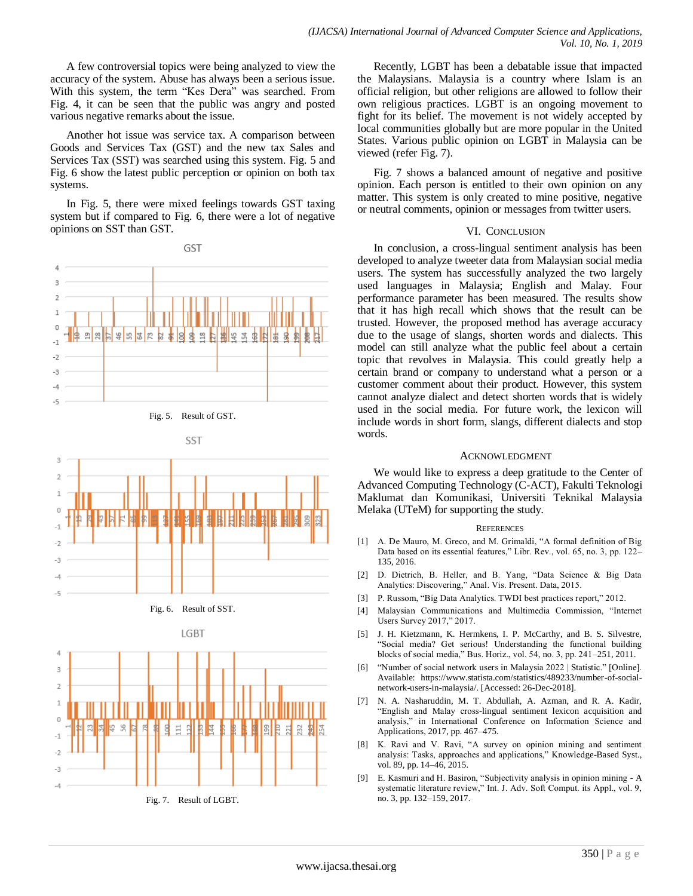A few controversial topics were being analyzed to view the accuracy of the system. Abuse has always been a serious issue. With this system, the term "Kes Dera" was searched. From Fig. 4, it can be seen that the public was angry and posted various negative remarks about the issue.

Another hot issue was service tax. A comparison between Goods and Services Tax (GST) and the new tax Sales and Services Tax (SST) was searched using this system. Fig. 5 and Fig. 6 show the latest public perception or opinion on both tax systems.

In Fig. 5, there were mixed feelings towards GST taxing system but if compared to Fig. 6, there were a lot of negative opinions on SST than GST.

Fig. 5. Result of GST.

Fig. 6. Result of SST.

Fig. 7. Result of LGBT.

Recently, LGBT has been a debatable issue that impacted the Malaysians. Malaysia is a country where Islam is an official religion, but other religions are allowed to follow their own religious practices. LGBT is an ongoing movement to fight for its belief. The movement is not widely accepted by local communities globally but are more popular in the United States. Various public opinion on LGBT in Malaysia can be viewed (refer Fig. 7).

Fig. 7 shows a balanced amount of negative and positive opinion. Each person is entitled to their own opinion on any matter. This system is only created to mine positive, negative or neutral comments, opinion or messages from twitter users.

## VI. Conclusion

In conclusion, a cross-lingual sentiment analysis has been developed to analyze tweeter data from Malaysian social media users. The system has successfully analyzed the two largely used languages in Malaysia; English and Malay. Four performance parameter has been measured. The results show that it has high recall which shows that the result can be trusted. However, the proposed method has average accuracy due to the usage of slangs, shorten words and dialects. This model can still analyze what the public feel about a certain topic that revolves in Malaysia. This could greatly help a certain brand or company to understand what a person or a customer comment about their product. However, this system cannot analyze dialect and detect shorten words that is widely used in the social media. For future work, the lexicon will include words in short form, slangs, different dialects and stop words.

## Acknowledgment

We would like to express a deep gratitude to the Center of Advanced Computing Technology (C-ACT), Fakulti Teknologi Maklumat dan Komunikasi, Universiti Teknikal Malaysia Melaka (UTeM) for supporting the study.

## References

[1] A. De Mauro, M. Greco, and M. Grimaldi, "A formal definition of Big Data based on its essential features," Libr. Rev., vol. 65, no. 3, pp. 122–135, 2016.

[2] D. Dietrich, B. Heller, and B. Yang, "Data Science & Big Data Analytics: Discovering," Anal. Vis. Present. Data, 2015.

[3] P. Russom, "Big Data Analytics. TWDI best practices report," 2012.

[4] Malaysian Communications and Multimedia Commission, "Internet Users Survey 2017," 2017.

[5] J. H. Kietzmann, K. Hermkens, I. P. McCarthy, and B. S. Silvestre, "Social media? Get serious! Understanding the functional building blocks of social media," Bus. Horiz., vol. 54, no. 3, pp. 241–251, 2011.

[6] "Number of social network users in Malaysia 2022 | Statistic." [Online]. Available: https://www.statista.com/statistics/489233/number-of-social-network-users-in-malaysia/. [Accessed: 26-Dec-2018].

[7] N. A. Nasharuddin, M. T. Abdullah, A. Azman, and R. A. Kadir, "English and Malay cross-lingual sentiment lexicon acquisition and analysis," in International Conference on Information Science and Applications, 2017, pp. 467–475.

[8] K. Ravi and V. Ravi, "A survey on opinion mining and sentiment analysis: Tasks, approaches and applications," Knowledge-Based Syst., vol. 89, pp. 14–46, 2015.

[9] E. Kasmuri and H. Basiron, "Subjectivity analysis in opinion mining - A systematic literature review," Int. J. Adv. Soft Comput. its Appl., vol. 9, no. 3, pp. 132–159, 2017.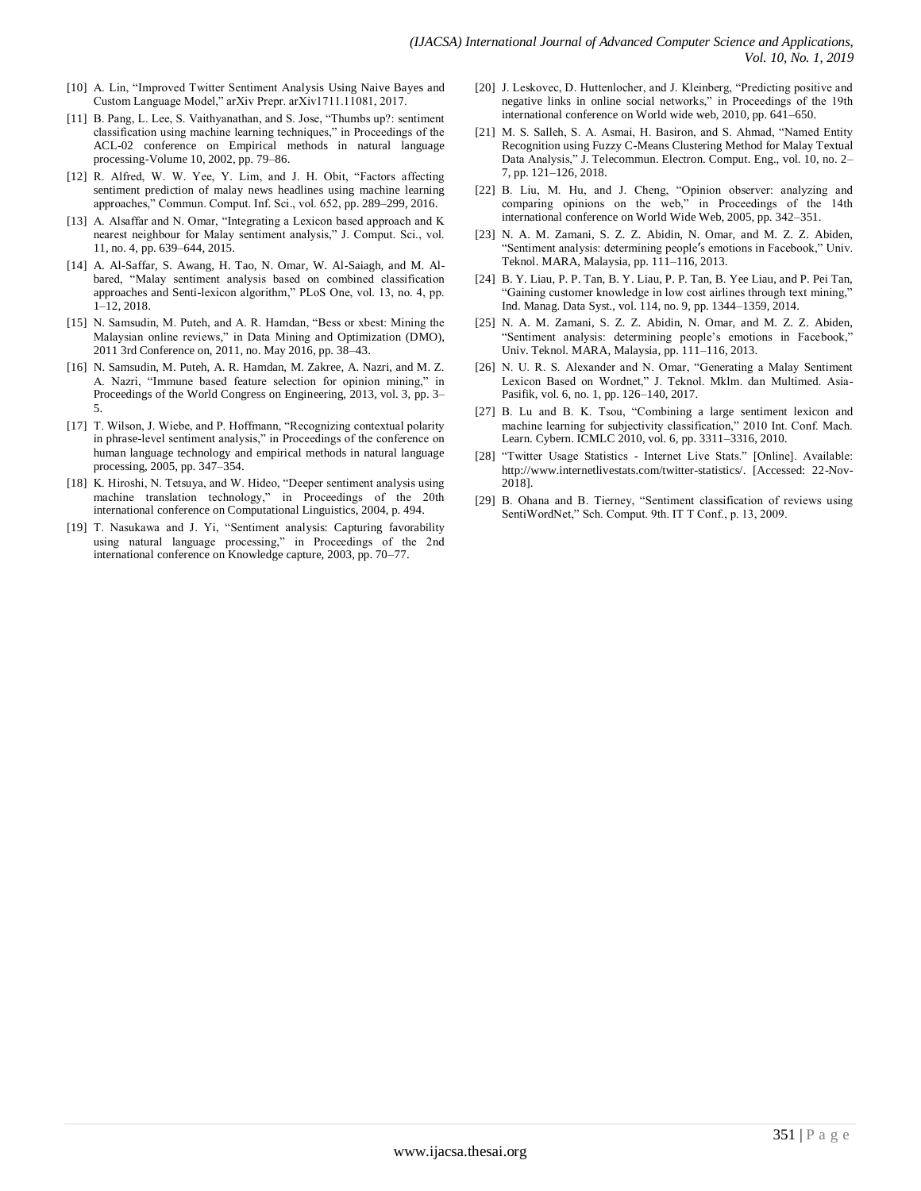[10] A. Lin, “Improved Twitter Sentiment Analysis Using Naive Bayes and Custom Language Model,” arXiv Prepr. arXiv1711.11081, 2017.

[11] B. Pang, L. Lee, S. Vaithyanathan, and S. Jose, “Thumbs up?: sentiment classification using machine learning techniques,” in Proceedings of the ACL-02 conference on Empirical methods in natural language processing-Volume 10, 2002, pp. 79–86.

[12] R. Alfred, W. W. Yee, Y. Lim, and J. H. Obit, “Factors affecting sentiment prediction of malay news headlines using machine learning approaches,” Commun. Comput. Inf. Sci., vol. 652, pp. 289–299, 2016.

[13] A. Alsaffar and N. Omar, “Integrating a Lexicon based approach and K nearest neighbour for Malay sentiment analysis,” J. Comput. Sci., vol. 11, no. 4, pp. 639–644, 2015.

[14] A. Al-Saffar, S. Awang, H. Tao, N. Omar, W. Al-Saiagh, and M. Al-bared, “Malay sentiment analysis based on combined classification approaches and Senti-lexicon algorithm,” PLoS One, vol. 13, no. 4, pp. 1–12, 2018.

[15] N. Samsudin, M. Puteh, and A. R. Hamdan, “Bess or xbest: Mining the Malaysian online reviews,” in Data Mining and Optimization (DMO), 2011 3rd Conference on, 2011, no. May 2016, pp. 38–43.

[16] N. Samsudin, M. Puteh, A. R. Hamdan, M. Zakree, A. Nazri, and M. Z. A. Nazri, “Immune based feature selection for opinion mining,” in Proceedings of the World Congress on Engineering, 2013, vol. 3, pp. 3–5.

[17] T. Wilson, J. Wiebe, and P. Hoffmann, “Recognizing contextual polarity in phrase-level sentiment analysis,” in Proceedings of the conference on human language technology and empirical methods in natural language processing, 2005, pp. 347–354.

[18] K. Hiroshi, N. Tetsuya, and W. Hideo, “Deeper sentiment analysis using machine translation technology,” in Proceedings of the 20th international conference on Computational Linguistics, 2004, p. 494.

[19] T. Nasukawa and J. Yi, “Sentiment analysis: Capturing favorability using natural language processing,” in Proceedings of the 2nd international conference on Knowledge capture, 2003, pp. 70–77.

[20] J. Leskovec, D. Huttenlocher, and J. Kleinberg, “Predicting positive and negative links in online social networks,” in Proceedings of the 19th international conference on World wide web, 2010, pp. 641–650.

[21] M. S. Salleh, S. A. Asmai, H. Basiron, and S. Ahmad, “Named Entity Recognition using Fuzzy C-Means Clustering Method for Malay Textual Data Analysis,” J. Telecommun. Electron. Comput. Eng., vol. 10, no. 2–7, pp. 121–126, 2018.

[22] B. Liu, M. Hu, and J. Cheng, “Opinion observer: analyzing and comparing opinions on the web,” in Proceedings of the 14th international conference on World Wide Web, 2005, pp. 342–351.

[23] N. A. M. Zamani, S. Z. Z. Abidin, N. Omar, and M. Z. Z. Abiden, “Sentiment analysis: determining people′s emotions in Facebook,” Univ. Teknol. MARA, Malaysia, pp. 111–116, 2013.

[24] B. Y. Liau, P. P. Tan, B. Y. Liau, P. P. Tan, B. Yee Liau, and P. Pei Tan, “Gaining customer knowledge in low cost airlines through text mining,” Ind. Manag. Data Syst., vol. 114, no. 9, pp. 1344–1359, 2014.

[25] N. A. M. Zamani, S. Z. Z. Abidin, N. Omar, and M. Z. Z. Abiden, “Sentiment analysis: determining people’s emotions in Facebook,” Univ. Teknol. MARA, Malaysia, pp. 111–116, 2013.

[26] N. U. R. S. Alexander and N. Omar, “Generating a Malay Sentiment Lexicon Based on Wordnet,” J. Teknol. Mklm. dan Multimed. Asia-Pasifik, vol. 6, no. 1, pp. 126–140, 2017.

[27] B. Lu and B. K. Tsou, “Combining a large sentiment lexicon and machine learning for subjectivity classification,” 2010 Int. Conf. Mach. Learn. Cybern. ICMLC 2010, vol. 6, pp. 3311–3316, 2010.

[28] “Twitter Usage Statistics - Internet Live Stats.” [Online]. Available: http://www.internetlivestats.com/twitter-statistics/. [Accessed: 22-Nov-2018].

[29] B. Ohana and B. Tierney, “Sentiment classification of reviews using SentiWordNet,” Sch. Comput. 9th. IT T Conf., p. 13, 2009.